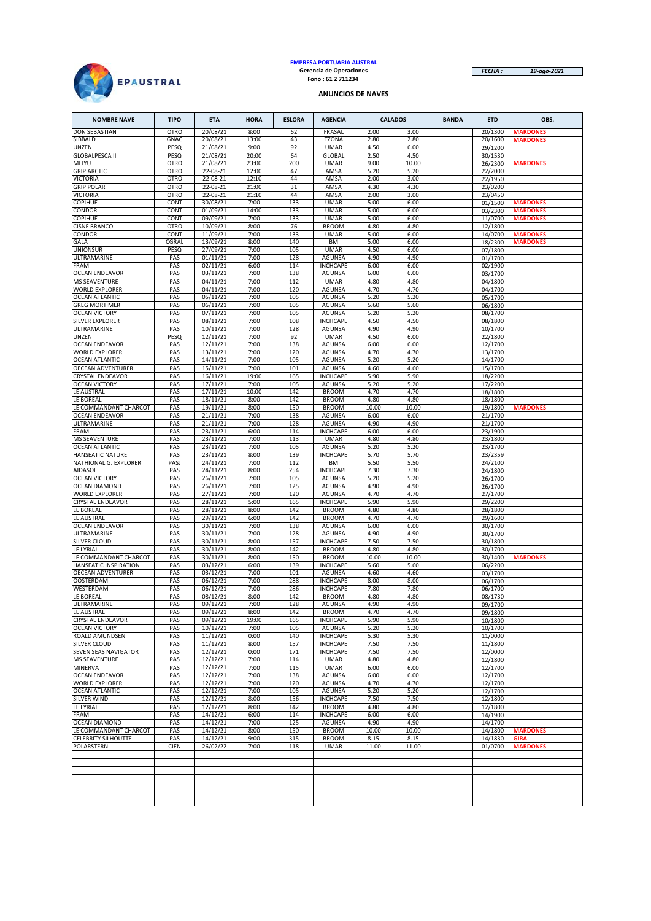**EMPRESA PORTUARIA AUSTRAL**
**Gerencia de Operaciones**
**Fono : 61 2 711234**

*FECHA :* *19-ago-2021*

**ANUNCIOS DE NAVES**

| NOMBRE NAVE | TIPO | ETA | HORA | ESLORA | AGENCIA | CALADOS | | BANDA | ETD | OBS. |
|---|---|---|---|---|---|---|---|---|---|---|
| DON SEBASTIAN | OTRO | 20/08/21 | 8:00 | 62 | FRASAL | 2.00 | 3.00 | | 20/1300 | MARDONES |
| SIBBALD | GNAC | 20/08/21 | 13:00 | 43 | TZONA | 2.80 | 2.80 | | 20/1600 | MARDONES |
| UNZEN | PESQ | 21/08/21 | 9:00 | 92 | UMAR | 4.50 | 6.00 | | 29/1200 | |
| GLOBALPESCA II | PESQ | 21/08/21 | 20:00 | 64 | GLOBAL | 2.50 | 4.50 | | 30/1530 | |
| MEIYU | OTRO | 21/08/21 | 23:00 | 200 | UMAR | 9.00 | 10.00 | | 26/2300 | MARDONES |
| GRIP ARCTIC | OTRO | 22-08-21 | 12:00 | 47 | AMSA | 5.20 | 5.20 | | 22/2000 | |
| VICTORIA | OTRO | 22-08-21 | 12:10 | 44 | AMSA | 2.00 | 3.00 | | 22/1950 | |
| GRIP POLAR | OTRO | 22-08-21 | 21:00 | 31 | AMSA | 4.30 | 4.30 | | 23/0200 | |
| VICTORIA | OTRO | 22-08-21 | 21:10 | 44 | AMSA | 2.00 | 3.00 | | 23/0450 | |
| COPIHUE | CONT | 30/08/21 | 7:00 | 133 | UMAR | 5.00 | 6.00 | | 01/1500 | MARDONES |
| CONDOR | CONT | 01/09/21 | 14:00 | 133 | UMAR | 5.00 | 6.00 | | 03/2300 | MARDONES |
| COPIHUE | CONT | 09/09/21 | 7:00 | 133 | UMAR | 5.00 | 6.00 | | 11/0700 | MARDONES |
| CISNE BRANCO | OTRO | 10/09/21 | 8:00 | 76 | BROOM | 4.80 | 4.80 | | 12/1800 | |
| CONDOR | CONT | 11/09/21 | 7:00 | 133 | UMAR | 5.00 | 6.00 | | 14/0700 | MARDONES |
| GALA | CGRAL | 13/09/21 | 8:00 | 140 | BM | 5.00 | 6.00 | | 18/2300 | MARDONES |
| UNIONSUR | PESQ | 27/09/21 | 7:00 | 105 | UMAR | 4.50 | 6.00 | | 07/1800 | |
| ULTRAMARINE | PAS | 01/11/21 | 7:00 | 128 | AGUNSA | 4.90 | 4.90 | | 01/1700 | |
| FRAM | PAS | 02/11/21 | 6:00 | 114 | INCHCAPE | 6.00 | 6.00 | | 02/1900 | |
| OCEAN ENDEAVOR | PAS | 03/11/21 | 7:00 | 138 | AGUNSA | 6.00 | 6.00 | | 03/1700 | |
| MS SEAVENTURE | PAS | 04/11/21 | 7:00 | 112 | UMAR | 4.80 | 4.80 | | 04/1800 | |
| WORLD EXPLORER | PAS | 04/11/21 | 7:00 | 120 | AGUNSA | 4.70 | 4.70 | | 04/1700 | |
| OCEAN ATLANTIC | PAS | 05/11/21 | 7:00 | 105 | AGUNSA | 5.20 | 5.20 | | 05/1700 | |
| GREG MORTIMER | PAS | 06/11/21 | 7:00 | 105 | AGUNSA | 5.60 | 5.60 | | 06/1800 | |
| OCEAN VICTORY | PAS | 07/11/21 | 7:00 | 105 | AGUNSA | 5.20 | 5.20 | | 08/1700 | |
| SILVER EXPLORER | PAS | 08/11/21 | 7:00 | 108 | INCHCAPE | 4.50 | 4.50 | | 08/1800 | |
| ULTRAMARINE | PAS | 10/11/21 | 7:00 | 128 | AGUNSA | 4.90 | 4.90 | | 10/1700 | |
| UNZEN | PESQ | 12/11/21 | 7:00 | 92 | UMAR | 4.50 | 6.00 | | 22/1800 | |
| OCEAN ENDEAVOR | PAS | 12/11/21 | 7:00 | 138 | AGUNSA | 6.00 | 6.00 | | 12/1700 | |
| WORLD EXPLORER | PAS | 13/11/21 | 7:00 | 120 | AGUNSA | 4.70 | 4.70 | | 13/1700 | |
| OCEAN ATLANTIC | PAS | 14/11/21 | 7:00 | 105 | AGUNSA | 5.20 | 5.20 | | 14/1700 | |
| OECEAN ADVENTURER | PAS | 15/11/21 | 7:00 | 101 | AGUNSA | 4.60 | 4.60 | | 15/1700 | |
| CRYSTAL ENDEAVOR | PAS | 16/11/21 | 19:00 | 165 | INCHCAPE | 5.90 | 5.90 | | 18/2200 | |
| OCEAN VICTORY | PAS | 17/11/21 | 7:00 | 105 | AGUNSA | 5.20 | 5.20 | | 17/2200 | |
| LE AUSTRAL | PAS | 17/11/21 | 10:00 | 142 | BROOM | 4.70 | 4.70 | | 18/1800 | |
| LE BOREAL | PAS | 18/11/21 | 8:00 | 142 | BROOM | 4.80 | 4.80 | | 18/1800 | |
| LE COMMANDANT CHARCOT | PAS | 19/11/21 | 8:00 | 150 | BROOM | 10.00 | 10.00 | | 19/1800 | MARDONES |
| OCEAN ENDEAVOR | PAS | 21/11/21 | 7:00 | 138 | AGUNSA | 6.00 | 6.00 | | 21/1700 | |
| ULTRAMARINE | PAS | 21/11/21 | 7:00 | 128 | AGUNSA | 4.90 | 4.90 | | 21/1700 | |
| FRAM | PAS | 23/11/21 | 6:00 | 114 | INCHCAPE | 6.00 | 6.00 | | 23/1900 | |
| MS SEAVENTURE | PAS | 23/11/21 | 7:00 | 113 | UMAR | 4.80 | 4.80 | | 23/1800 | |
| OCEAN ATLANTIC | PAS | 23/11/21 | 7:00 | 105 | AGUNSA | 5.20 | 5.20 | | 23/1700 | |
| HANSEATIC NATURE | PAS | 23/11/21 | 8:00 | 139 | INCHCAPE | 5.70 | 5.70 | | 23/2359 | |
| NATHIONAL G. EXPLORER | PASJ | 24/11/21 | 7:00 | 112 | BM | 5.50 | 5.50 | | 24/2100 | |
| AIDASOL | PAS | 24/11/21 | 8:00 | 254 | INCHCAPE | 7.30 | 7.30 | | 24/1800 | |
| OCEAN VICTORY | PAS | 26/11/21 | 7:00 | 105 | AGUNSA | 5.20 | 5.20 | | 26/1700 | |
| OCEAN DIAMOND | PAS | 26/11/21 | 7:00 | 125 | AGUNSA | 4.90 | 4.90 | | 26/1700 | |
| WORLD EXPLORER | PAS | 27/11/21 | 7:00 | 120 | AGUNSA | 4.70 | 4.70 | | 27/1700 | |
| CRYSTAL ENDEAVOR | PAS | 28/11/21 | 5:00 | 165 | INCHCAPE | 5.90 | 5.90 | | 29/2200 | |
| LE BOREAL | PAS | 28/11/21 | 8:00 | 142 | BROOM | 4.80 | 4.80 | | 28/1800 | |
| LE AUSTRAL | PAS | 29/11/21 | 6:00 | 142 | BROOM | 4.70 | 4.70 | | 29/1600 | |
| OCEAN ENDEAVOR | PAS | 30/11/21 | 7:00 | 138 | AGUNSA | 6.00 | 6.00 | | 30/1700 | |
| ULTRAMARINE | PAS | 30/11/21 | 7:00 | 128 | AGUNSA | 4.90 | 4.90 | | 30/1700 | |
| SILVER CLOUD | PAS | 30/11/21 | 8:00 | 157 | INCHCAPE | 7.50 | 7.50 | | 30/1800 | |
| LE LYRIAL | PAS | 30/11/21 | 8:00 | 142 | BROOM | 4.80 | 4.80 | | 30/1700 | |
| LE COMMANDANT CHARCOT | PAS | 30/11/21 | 8:00 | 150 | BROOM | 10.00 | 10.00 | | 30/1400 | MARDONES |
| HANSEATIC INSPIRATION | PAS | 03/12/21 | 6:00 | 139 | INCHCAPE | 5.60 | 5.60 | | 06/2200 | |
| OECEAN ADVENTURER | PAS | 03/12/21 | 7:00 | 101 | AGUNSA | 4.60 | 4.60 | | 03/1700 | |
| OOSTERDAM | PAS | 06/12/21 | 7:00 | 288 | INCHCAPE | 8.00 | 8.00 | | 06/1700 | |
| WESTERDAM | PAS | 06/12/21 | 7:00 | 286 | INCHCAPE | 7.80 | 7.80 | | 06/1700 | |
| LE BOREAL | PAS | 08/12/21 | 8:00 | 142 | BROOM | 4.80 | 4.80 | | 08/1730 | |
| ULTRAMARINE | PAS | 09/12/21 | 7:00 | 128 | AGUNSA | 4.90 | 4.90 | | 09/1700 | |
| LE AUSTRAL | PAS | 09/12/21 | 8:00 | 142 | BROOM | 4.70 | 4.70 | | 09/1800 | |
| CRYSTAL ENDEAVOR | PAS | 09/12/21 | 19:00 | 165 | INCHCAPE | 5.90 | 5.90 | | 10/1800 | |
| OCEAN VICTORY | PAS | 10/12/21 | 7:00 | 105 | AGUNSA | 5.20 | 5.20 | | 10/1700 | |
| ROALD AMUNDSEN | PAS | 11/12/21 | 0:00 | 140 | INCHCAPE | 5.30 | 5.30 | | 11/0000 | |
| SILVER CLOUD | PAS | 11/12/21 | 8:00 | 157 | INCHCAPE | 7.50 | 7.50 | | 11/1800 | |
| SEVEN SEAS NAVIGATOR | PAS | 12/12/21 | 0:00 | 171 | INCHCAPE | 7.50 | 7.50 | | 12/0000 | |
| MS SEAVENTURE | PAS | 12/12/21 | 7:00 | 114 | UMAR | 4.80 | 4.80 | | 12/1800 | |
| MINERVA | PAS | 12/12/21 | 7:00 | 115 | UMAR | 6.00 | 6.00 | | 12/1700 | |
| OCEAN ENDEAVOR | PAS | 12/12/21 | 7:00 | 138 | AGUNSA | 6.00 | 6.00 | | 12/1700 | |
| WORLD EXPLORER | PAS | 12/12/21 | 7:00 | 120 | AGUNSA | 4.70 | 4.70 | | 12/1700 | |
| OCEAN ATLANTIC | PAS | 12/12/21 | 7:00 | 105 | AGUNSA | 5.20 | 5.20 | | 12/1700 | |
| SILVER WIND | PAS | 12/12/21 | 8:00 | 156 | INCHCAPE | 7.50 | 7.50 | | 12/1800 | |
| LE LYRIAL | PAS | 12/12/21 | 8:00 | 142 | BROOM | 4.80 | 4.80 | | 12/1800 | |
| FRAM | PAS | 14/12/21 | 6:00 | 114 | INCHCAPE | 6.00 | 6.00 | | 14/1900 | |
| OCEAN DIAMOND | PAS | 14/12/21 | 7:00 | 125 | AGUNSA | 4.90 | 4.90 | | 14/1700 | |
| LE COMMANDANT CHARCOT | PAS | 14/12/21 | 8:00 | 150 | BROOM | 10.00 | 10.00 | | 14/1800 | MARDONES |
| CELEBRITY SILHOUTTE | PAS | 14/12/21 | 9:00 | 315 | BROOM | 8.15 | 8.15 | | 14/1830 | GIRA |
| POLARSTERN | CIEN | 26/02/22 | 7:00 | 118 | UMAR | 11.00 | 11.00 | | 01/0700 | MARDONES |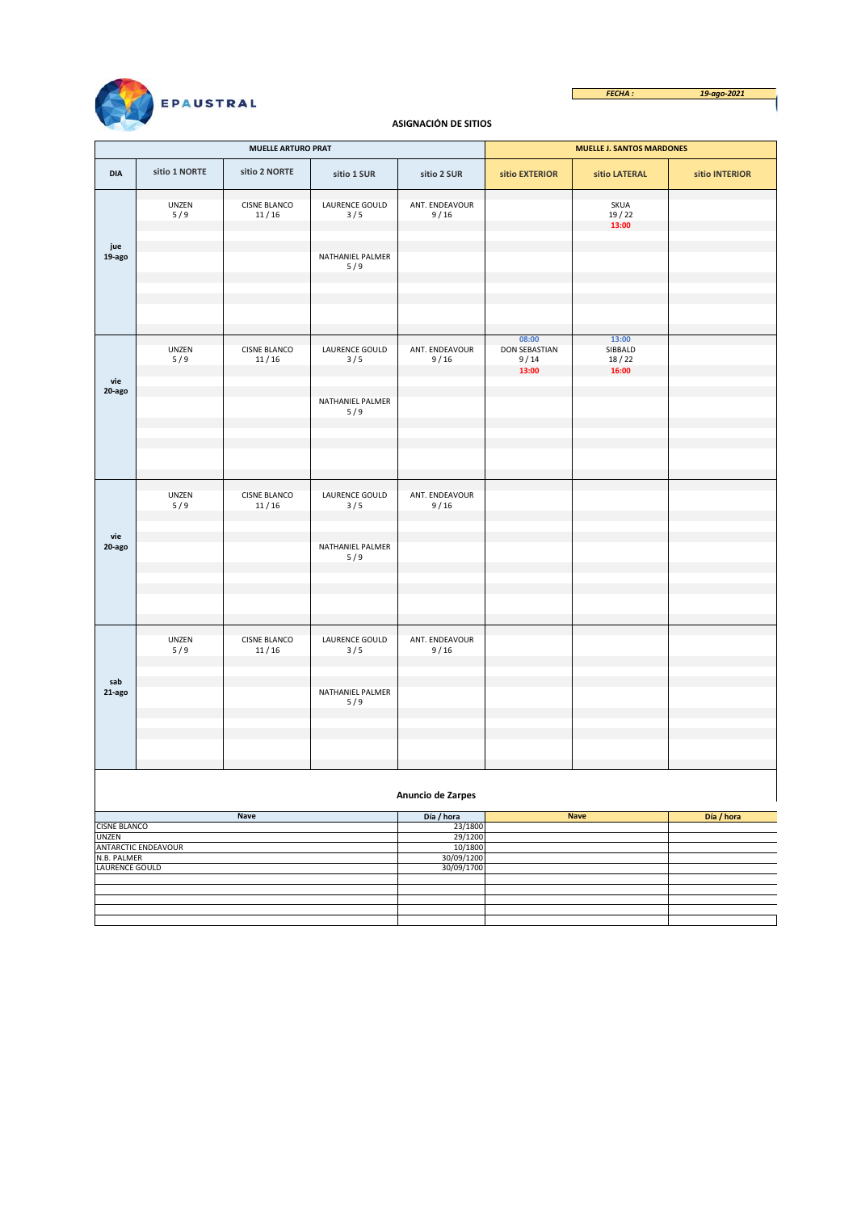EPAUSTRAL

| FECHA : | 19-ago-2021 |
|---|---|

### ASIGNACIÓN DE SITIOS

| | MUELLE ARTURO PRAT | | | | MUELLE J. SANTOS MARDONES | | |
|---|---|---|---|---|---|---|---|
| **DIA** | **sitio 1 NORTE** | **sitio 2 NORTE** | **sitio 1 SUR** | **sitio 2 SUR** | **sitio EXTERIOR** | **sitio LATERAL** | **sitio INTERIOR** |
| **jue 19-ago** | UNZEN 5 / 9 | CISNE BLANCO 11 / 16 | LAURENCE GOULD 3 / 5<br>NATHANIEL PALMER 5 / 9 | ANT. ENDEAVOUR 9 / 16 | | SKUA 19 / 22 13:00 | |
| **vie 20-ago** | UNZEN 5 / 9 | CISNE BLANCO 11 / 16 | LAURENCE GOULD 3 / 5<br>NATHANIEL PALMER 5 / 9 | ANT. ENDEAVOUR 9 / 16 | 08:00 DON SEBASTIAN 9 / 14 13:00 | 13:00 SIBBALD 18 / 22 16:00 | |
| **vie 20-ago** | UNZEN 5 / 9 | CISNE BLANCO 11 / 16 | LAURENCE GOULD 3 / 5<br>NATHANIEL PALMER 5 / 9 | ANT. ENDEAVOUR 9 / 16 | | | |
| **sab 21-ago** | UNZEN 5 / 9 | CISNE BLANCO 11 / 16 | LAURENCE GOULD 3 / 5<br>NATHANIEL PALMER 5 / 9 | ANT. ENDEAVOUR 9 / 16 | | | |

### Anuncio de Zarpes

| Nave | Día / hora | Nave | Día / hora |
|---|---|---|---|
| CISNE BLANCO | 23/1800 | | |
| UNZEN | 29/1200 | | |
| ANTARCTIC ENDEAVOUR | 10/1800 | | |
| N.B. PALMER | 30/09/1200 | | |
| LAURENCE GOULD | 30/09/1700 | | |
| | | | |
| | | | |
| | | | |
| | | | |
| | | | |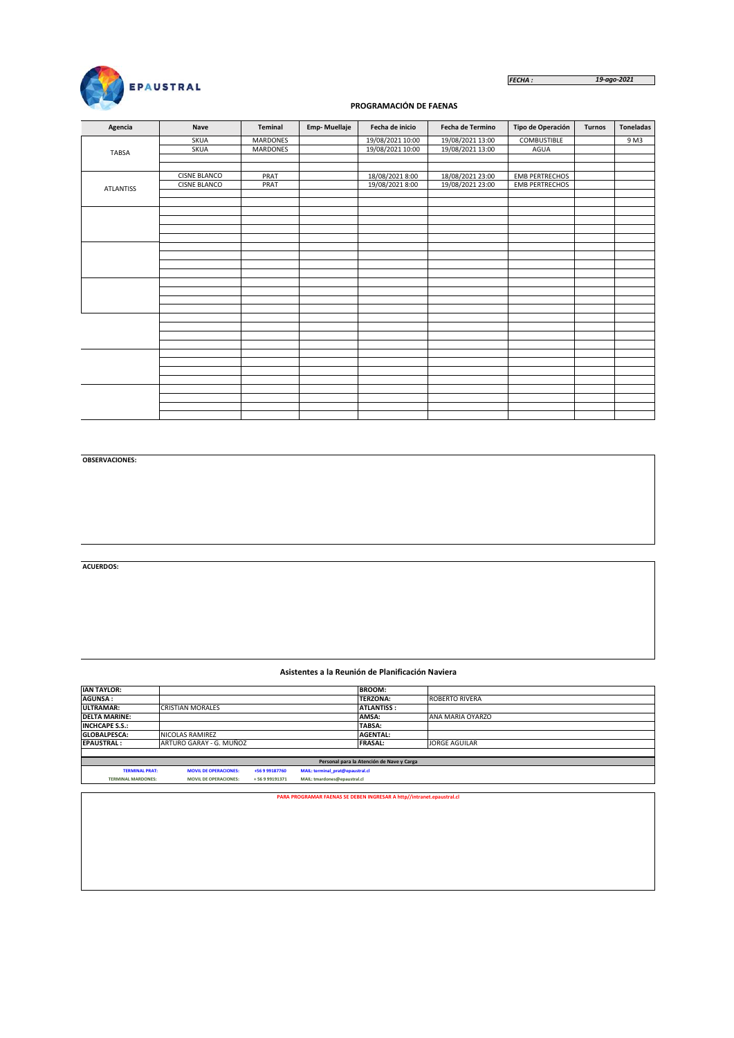EPAUSTRAL

*FECHA :* *19-ago-2021*

## PROGRAMACIÓN DE FAENAS

| Agencia | Nave | Teminal | Emp- Muellaje | Fecha de inicio | Fecha de Termino | Tipo de Operación | Turnos | Toneladas |
|---|---|---|---|---|---|---|---|---|
| TABSA | SKUA | MARDONES | | 19/08/2021 10:00 | 19/08/2021 13:00 | COMBUSTIBLE | | 9 M3 |
| | SKUA | MARDONES | | 19/08/2021 10:00 | 19/08/2021 13:00 | AGUA | | |
| ATLANTISS | CISNE BLANCO | PRAT | | 18/08/2021 8:00 | 18/08/2021 23:00 | EMB PERTRECHOS | | |
| | CISNE BLANCO | PRAT | | 19/08/2021 8:00 | 19/08/2021 23:00 | EMB PERTRECHOS | | |

**OBSERVACIONES:**

**ACUERDOS:**

### Asistentes a la Reunión de Planificación Naviera

| | | | |
|---|---|---|---|
| **IAN TAYLOR:** | | **BROOM:** | |
| **AGUNSA :** | | **TERZONA:** | ROBERTO RIVERA |
| **ULTRAMAR:** | CRISTIAN MORALES | **ATLANTISS :** | |
| **DELTA MARINE:** | | **AMSA:** | ANA MARIA OYARZO |
| **INCHCAPE S.S.:** | | **TABSA:** | |
| **GLOBALPESCA:** | NICOLAS RAMIREZ | **AGENTAL:** | |
| **EPAUSTRAL :** | ARTURO GARAY - G. MUÑOZ | **FRASAL:** | JORGE AGUILAR |

**Personal para la Atención de Nave y Carga**

| | | | |
|---|---|---|---|
| **TERMINAL PRAT:** | **MOVIL DE OPERACIONES:** | +56 9 99187760 | MAIL: terminal_prat@epaustral.cl |
| **TERMINAL MARDONES:** | **MOVIL DE OPERACIONES:** | + 56 9 99191371 | MAIL: tmardones@epaustral.cl |

**PARA PROGRAMAR FAENAS SE DEBEN INGRESAR A http//intranet.epaustral.cl**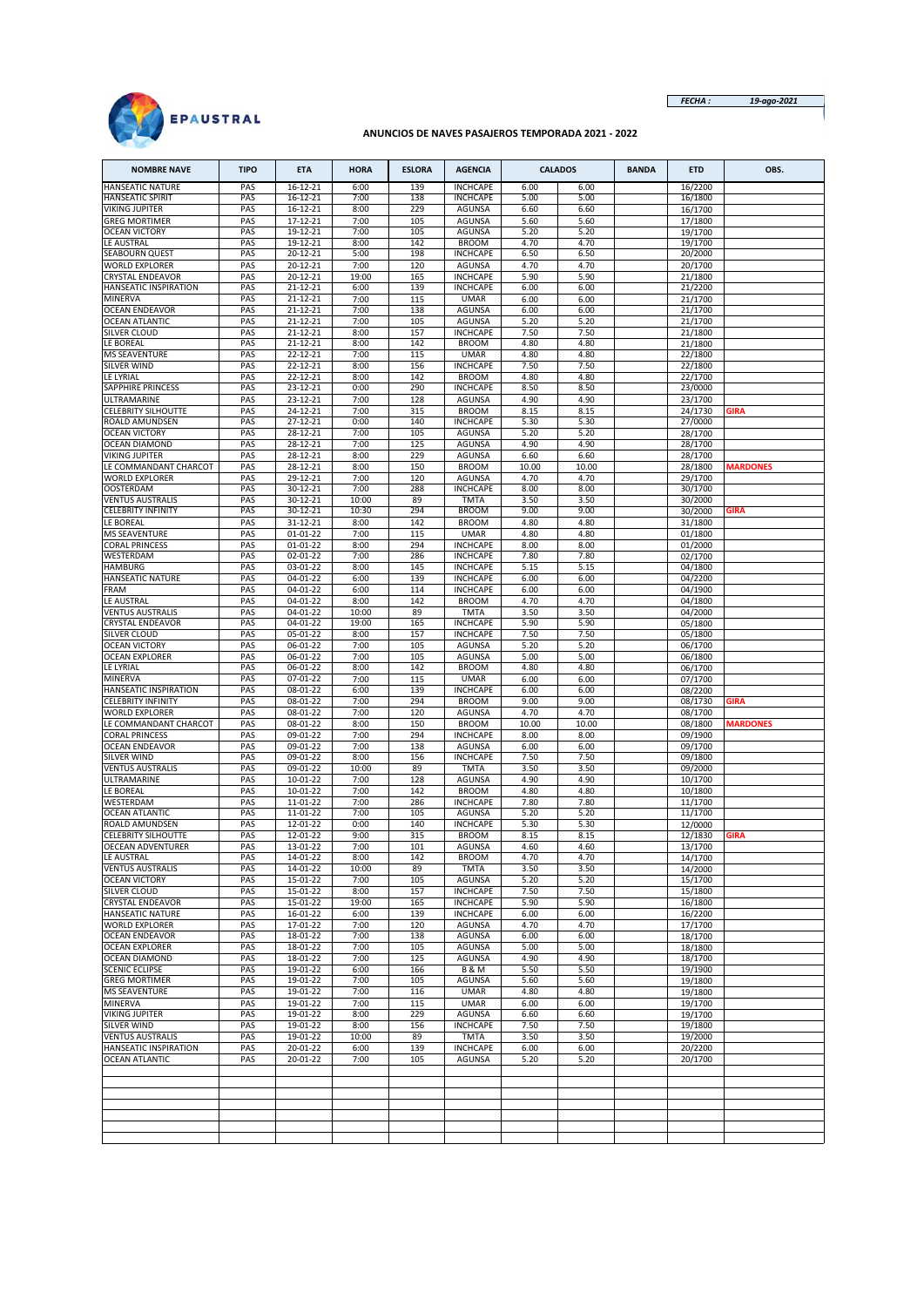EPAUSTRAL

*FECHA :* *19-ago-2021*

**ANUNCIOS DE NAVES PASAJEROS TEMPORADA 2021 - 2022**

| NOMBRE NAVE | TIPO | ETA | HORA | ESLORA | AGENCIA | CALADOS | | BANDA | ETD | OBS. |
|---|---|---|---|---|---|---|---|---|---|---|
| HANSEATIC NATURE | PAS | 16-12-21 | 6:00 | 139 | INCHCAPE | 6.00 | 6.00 | | 16/2200 | |
| HANSEATIC SPIRIT | PAS | 16-12-21 | 7:00 | 138 | INCHCAPE | 5.00 | 5.00 | | 16/1800 | |
| VIKING JUPITER | PAS | 16-12-21 | 8:00 | 229 | AGUNSA | 6.60 | 6.60 | | 16/1700 | |
| GREG MORTIMER | PAS | 17-12-21 | 7:00 | 105 | AGUNSA | 5.60 | 5.60 | | 17/1800 | |
| OCEAN VICTORY | PAS | 19-12-21 | 7:00 | 105 | AGUNSA | 5.20 | 5.20 | | 19/1700 | |
| LE AUSTRAL | PAS | 19-12-21 | 8:00 | 142 | BROOM | 4.70 | 4.70 | | 19/1700 | |
| SEABOURN QUEST | PAS | 20-12-21 | 5:00 | 198 | INCHCAPE | 6.50 | 6.50 | | 20/2000 | |
| WORLD EXPLORER | PAS | 20-12-21 | 7:00 | 120 | AGUNSA | 4.70 | 4.70 | | 20/1700 | |
| CRYSTAL ENDEAVOR | PAS | 20-12-21 | 19:00 | 165 | INCHCAPE | 5.90 | 5.90 | | 21/1800 | |
| HANSEATIC INSPIRATION | PAS | 21-12-21 | 6:00 | 139 | INCHCAPE | 6.00 | 6.00 | | 21/2200 | |
| MINERVA | PAS | 21-12-21 | 7:00 | 115 | UMAR | 6.00 | 6.00 | | 21/1700 | |
| OCEAN ENDEAVOR | PAS | 21-12-21 | 7:00 | 138 | AGUNSA | 6.00 | 6.00 | | 21/1700 | |
| OCEAN ATLANTIC | PAS | 21-12-21 | 7:00 | 105 | AGUNSA | 5.20 | 5.20 | | 21/1700 | |
| SILVER CLOUD | PAS | 21-12-21 | 8:00 | 157 | INCHCAPE | 7.50 | 7.50 | | 21/1800 | |
| LE BOREAL | PAS | 21-12-21 | 8:00 | 142 | BROOM | 4.80 | 4.80 | | 21/1800 | |
| MS SEAVENTURE | PAS | 22-12-21 | 7:00 | 115 | UMAR | 4.80 | 4.80 | | 22/1800 | |
| SILVER WIND | PAS | 22-12-21 | 8:00 | 156 | INCHCAPE | 7.50 | 7.50 | | 22/1800 | |
| LE LYRIAL | PAS | 22-12-21 | 8:00 | 142 | BROOM | 4.80 | 4.80 | | 22/1700 | |
| SAPPHIRE PRINCESS | PAS | 23-12-21 | 0:00 | 290 | INCHCAPE | 8.50 | 8.50 | | 23/0000 | |
| ULTRAMARINE | PAS | 23-12-21 | 7:00 | 128 | AGUNSA | 4.90 | 4.90 | | 23/1700 | |
| CELEBRITY SILHOUTTE | PAS | 24-12-21 | 7:00 | 315 | BROOM | 8.15 | 8.15 | | 24/1730 | GIRA |
| ROALD AMUNDSEN | PAS | 27-12-21 | 0:00 | 140 | INCHCAPE | 5.30 | 5.30 | | 27/0000 | |
| OCEAN VICTORY | PAS | 28-12-21 | 7:00 | 105 | AGUNSA | 5.20 | 5.20 | | 28/1700 | |
| OCEAN DIAMOND | PAS | 28-12-21 | 7:00 | 125 | AGUNSA | 4.90 | 4.90 | | 28/1700 | |
| VIKING JUPITER | PAS | 28-12-21 | 8:00 | 229 | AGUNSA | 6.60 | 6.60 | | 28/1700 | |
| LE COMMANDANT CHARCOT | PAS | 28-12-21 | 8:00 | 150 | BROOM | 10.00 | 10.00 | | 28/1800 | MARDONES |
| WORLD EXPLORER | PAS | 29-12-21 | 7:00 | 120 | AGUNSA | 4.70 | 4.70 | | 29/1700 | |
| OOSTERDAM | PAS | 30-12-21 | 7:00 | 288 | INCHCAPE | 8.00 | 8.00 | | 30/1700 | |
| VENTUS AUSTRALIS | PAS | 30-12-21 | 10:00 | 89 | TMTA | 3.50 | 3.50 | | 30/2000 | |
| CELEBRITY INFINITY | PAS | 30-12-21 | 10:30 | 294 | BROOM | 9.00 | 9.00 | | 30/2000 | GIRA |
| LE BOREAL | PAS | 31-12-21 | 8:00 | 142 | BROOM | 4.80 | 4.80 | | 31/1800 | |
| MS SEAVENTURE | PAS | 01-01-22 | 7:00 | 115 | UMAR | 4.80 | 4.80 | | 01/1800 | |
| CORAL PRINCESS | PAS | 01-01-22 | 8:00 | 294 | INCHCAPE | 8.00 | 8.00 | | 01/2000 | |
| WESTERDAM | PAS | 02-01-22 | 7:00 | 286 | INCHCAPE | 7.80 | 7.80 | | 02/1700 | |
| HAMBURG | PAS | 03-01-22 | 8:00 | 145 | INCHCAPE | 5.15 | 5.15 | | 04/1800 | |
| HANSEATIC NATURE | PAS | 04-01-22 | 6:00 | 139 | INCHCAPE | 6.00 | 6.00 | | 04/2200 | |
| FRAM | PAS | 04-01-22 | 6:00 | 114 | INCHCAPE | 6.00 | 6.00 | | 04/1900 | |
| LE AUSTRAL | PAS | 04-01-22 | 8:00 | 142 | BROOM | 4.70 | 4.70 | | 04/1800 | |
| VENTUS AUSTRALIS | PAS | 04-01-22 | 10:00 | 89 | TMTA | 3.50 | 3.50 | | 04/2000 | |
| CRYSTAL ENDEAVOR | PAS | 04-01-22 | 19:00 | 165 | INCHCAPE | 5.90 | 5.90 | | 05/1800 | |
| SILVER CLOUD | PAS | 05-01-22 | 8:00 | 157 | INCHCAPE | 7.50 | 7.50 | | 05/1800 | |
| OCEAN VICTORY | PAS | 06-01-22 | 7:00 | 105 | AGUNSA | 5.20 | 5.20 | | 06/1700 | |
| OCEAN EXPLORER | PAS | 06-01-22 | 7:00 | 105 | AGUNSA | 5.00 | 5.00 | | 06/1800 | |
| LE LYRIAL | PAS | 06-01-22 | 8:00 | 142 | BROOM | 4.80 | 4.80 | | 06/1700 | |
| MINERVA | PAS | 07-01-22 | 7:00 | 115 | UMAR | 6.00 | 6.00 | | 07/1700 | |
| HANSEATIC INSPIRATION | PAS | 08-01-22 | 6:00 | 139 | INCHCAPE | 6.00 | 6.00 | | 08/2200 | |
| CELEBRITY INFINITY | PAS | 08-01-22 | 7:00 | 294 | BROOM | 9.00 | 9.00 | | 08/1730 | GIRA |
| WORLD EXPLORER | PAS | 08-01-22 | 7:00 | 120 | AGUNSA | 4.70 | 4.70 | | 08/1700 | |
| LE COMMANDANT CHARCOT | PAS | 08-01-22 | 8:00 | 150 | BROOM | 10.00 | 10.00 | | 08/1800 | MARDONES |
| CORAL PRINCESS | PAS | 09-01-22 | 7:00 | 294 | INCHCAPE | 8.00 | 8.00 | | 09/1900 | |
| OCEAN ENDEAVOR | PAS | 09-01-22 | 7:00 | 138 | AGUNSA | 6.00 | 6.00 | | 09/1700 | |
| SILVER WIND | PAS | 09-01-22 | 8:00 | 156 | INCHCAPE | 7.50 | 7.50 | | 09/1800 | |
| VENTUS AUSTRALIS | PAS | 09-01-22 | 10:00 | 89 | TMTA | 3.50 | 3.50 | | 09/2000 | |
| ULTRAMARINE | PAS | 10-01-22 | 7:00 | 128 | AGUNSA | 4.90 | 4.90 | | 10/1700 | |
| LE BOREAL | PAS | 10-01-22 | 7:00 | 142 | BROOM | 4.80 | 4.80 | | 10/1800 | |
| WESTERDAM | PAS | 11-01-22 | 7:00 | 286 | INCHCAPE | 7.80 | 7.80 | | 11/1700 | |
| OCEAN ATLANTIC | PAS | 11-01-22 | 7:00 | 105 | AGUNSA | 5.20 | 5.20 | | 11/1700 | |
| ROALD AMUNDSEN | PAS | 12-01-22 | 0:00 | 140 | INCHCAPE | 5.30 | 5.30 | | 12/0000 | |
| CELEBRITY SILHOUTTE | PAS | 12-01-22 | 9:00 | 315 | BROOM | 8.15 | 8.15 | | 12/1830 | GIRA |
| OECEAN ADVENTURER | PAS | 13-01-22 | 7:00 | 101 | AGUNSA | 4.60 | 4.60 | | 13/1700 | |
| LE AUSTRAL | PAS | 14-01-22 | 8:00 | 142 | BROOM | 4.70 | 4.70 | | 14/1700 | |
| VENTUS AUSTRALIS | PAS | 14-01-22 | 10:00 | 89 | TMTA | 3.50 | 3.50 | | 14/2000 | |
| OCEAN VICTORY | PAS | 15-01-22 | 7:00 | 105 | AGUNSA | 5.20 | 5.20 | | 15/1700 | |
| SILVER CLOUD | PAS | 15-01-22 | 8:00 | 157 | INCHCAPE | 7.50 | 7.50 | | 15/1800 | |
| CRYSTAL ENDEAVOR | PAS | 15-01-22 | 19:00 | 165 | INCHCAPE | 5.90 | 5.90 | | 16/1800 | |
| HANSEATIC NATURE | PAS | 16-01-22 | 6:00 | 139 | INCHCAPE | 6.00 | 6.00 | | 16/2200 | |
| WORLD EXPLORER | PAS | 17-01-22 | 7:00 | 120 | AGUNSA | 4.70 | 4.70 | | 17/1700 | |
| OCEAN ENDEAVOR | PAS | 18-01-22 | 7:00 | 138 | AGUNSA | 6.00 | 6.00 | | 18/1700 | |
| OCEAN EXPLORER | PAS | 18-01-22 | 7:00 | 105 | AGUNSA | 5.00 | 5.00 | | 18/1800 | |
| OCEAN DIAMOND | PAS | 18-01-22 | 7:00 | 125 | AGUNSA | 4.90 | 4.90 | | 18/1700 | |
| SCENIC ECLIPSE | PAS | 19-01-22 | 6:00 | 166 | B & M | 5.50 | 5.50 | | 19/1900 | |
| GREG MORTIMER | PAS | 19-01-22 | 7:00 | 105 | AGUNSA | 5.60 | 5.60 | | 19/1800 | |
| MS SEAVENTURE | PAS | 19-01-22 | 7:00 | 116 | UMAR | 4.80 | 4.80 | | 19/1800 | |
| MINERVA | PAS | 19-01-22 | 7:00 | 115 | UMAR | 6.00 | 6.00 | | 19/1700 | |
| VIKING JUPITER | PAS | 19-01-22 | 8:00 | 229 | AGUNSA | 6.60 | 6.60 | | 19/1700 | |
| SILVER WIND | PAS | 19-01-22 | 8:00 | 156 | INCHCAPE | 7.50 | 7.50 | | 19/1800 | |
| VENTUS AUSTRALIS | PAS | 19-01-22 | 10:00 | 89 | TMTA | 3.50 | 3.50 | | 19/2000 | |
| HANSEATIC INSPIRATION | PAS | 20-01-22 | 6:00 | 139 | INCHCAPE | 6.00 | 6.00 | | 20/2200 | |
| OCEAN ATLANTIC | PAS | 20-01-22 | 7:00 | 105 | AGUNSA | 5.20 | 5.20 | | 20/1700 | |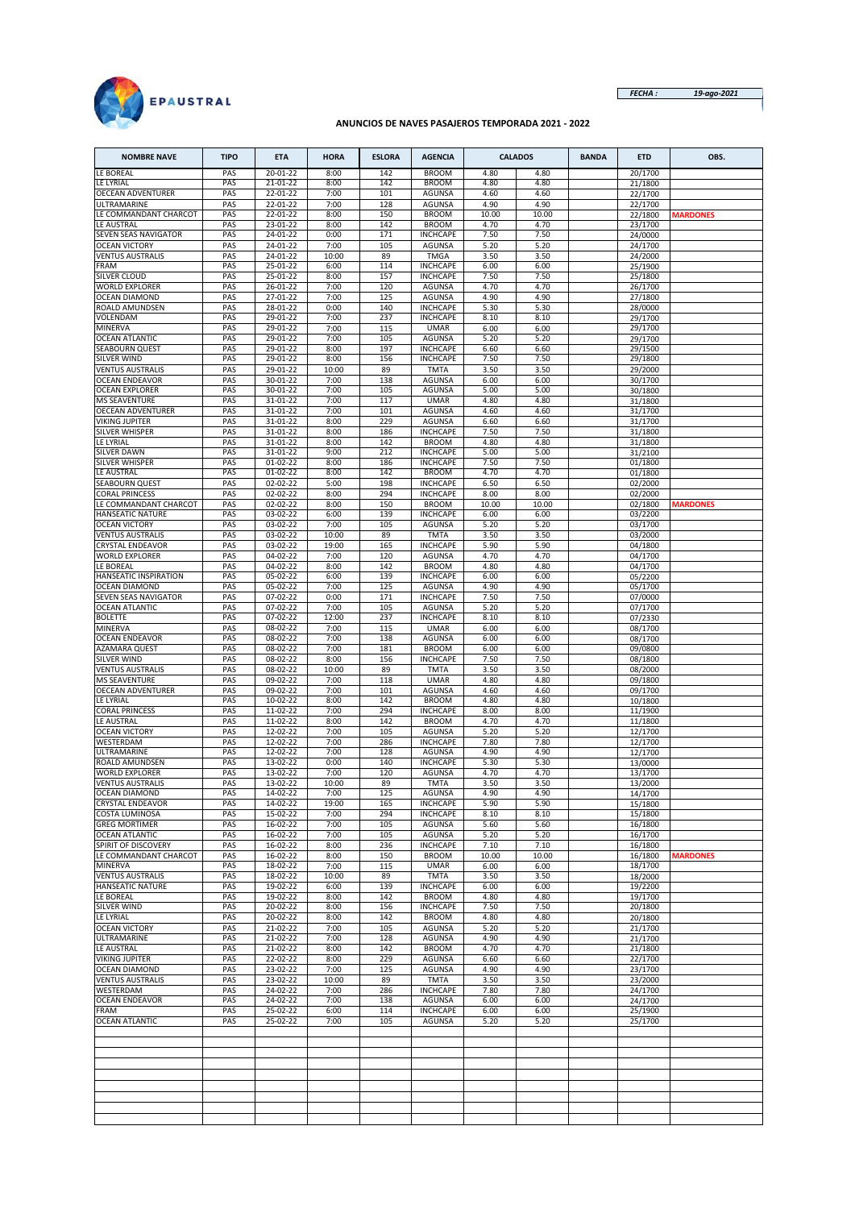EPAUSTRAL

*FECHA :* *19-ago-2021*

**ANUNCIOS DE NAVES PASAJEROS TEMPORADA 2021 - 2022**

| NOMBRE NAVE | TIPO | ETA | HORA | ESLORA | AGENCIA | CALADOS | | BANDA | ETD | OBS. |
|---|---|---|---|---|---|---|---|---|---|---|
| LE BOREAL | PAS | 20-01-22 | 8:00 | 142 | BROOM | 4.80 | 4.80 | | 20/1700 | |
| LE LYRIAL | PAS | 21-01-22 | 8:00 | 142 | BROOM | 4.80 | 4.80 | | 21/1800 | |
| OECEAN ADVENTURER | PAS | 22-01-22 | 7:00 | 101 | AGUNSA | 4.60 | 4.60 | | 22/1700 | |
| ULTRAMARINE | PAS | 22-01-22 | 7:00 | 128 | AGUNSA | 4.90 | 4.90 | | 22/1700 | |
| LE COMMANDANT CHARCOT | PAS | 22-01-22 | 8:00 | 150 | BROOM | 10.00 | 10.00 | | 22/1800 | **MARDONES** |
| LE AUSTRAL | PAS | 23-01-22 | 8:00 | 142 | BROOM | 4.70 | 4.70 | | 23/1700 | |
| SEVEN SEAS NAVIGATOR | PAS | 24-01-22 | 0:00 | 171 | INCHCAPE | 7.50 | 7.50 | | 24/0000 | |
| OCEAN VICTORY | PAS | 24-01-22 | 7:00 | 105 | AGUNSA | 5.20 | 5.20 | | 24/1700 | |
| VENTUS AUSTRALIS | PAS | 24-01-22 | 10:00 | 89 | TMGA | 3.50 | 3.50 | | 24/2000 | |
| FRAM | PAS | 25-01-22 | 6:00 | 114 | INCHCAPE | 6.00 | 6.00 | | 25/1900 | |
| SILVER CLOUD | PAS | 25-01-22 | 8:00 | 157 | INCHCAPE | 7.50 | 7.50 | | 25/1800 | |
| WORLD EXPLORER | PAS | 26-01-22 | 7:00 | 120 | AGUNSA | 4.70 | 4.70 | | 26/1700 | |
| OCEAN DIAMOND | PAS | 27-01-22 | 7:00 | 125 | AGUNSA | 4.90 | 4.90 | | 27/1800 | |
| ROALD AMUNDSEN | PAS | 28-01-22 | 0:00 | 140 | INCHCAPE | 5.30 | 5.30 | | 28/0000 | |
| VOLENDAM | PAS | 29-01-22 | 7:00 | 237 | INCHCAPE | 8.10 | 8.10 | | 29/1700 | |
| MINERVA | PAS | 29-01-22 | 7:00 | 115 | UMAR | 6.00 | 6.00 | | 29/1700 | |
| OCEAN ATLANTIC | PAS | 29-01-22 | 7:00 | 105 | AGUNSA | 5.20 | 5.20 | | 29/1700 | |
| SEABOURN QUEST | PAS | 29-01-22 | 8:00 | 197 | INCHCAPE | 6.60 | 6.60 | | 29/1500 | |
| SILVER WIND | PAS | 29-01-22 | 8:00 | 156 | INCHCAPE | 7.50 | 7.50 | | 29/1800 | |
| VENTUS AUSTRALIS | PAS | 29-01-22 | 10:00 | 89 | TMTA | 3.50 | 3.50 | | 29/2000 | |
| OCEAN ENDEAVOR | PAS | 30-01-22 | 7:00 | 138 | AGUNSA | 6.00 | 6.00 | | 30/1700 | |
| OCEAN EXPLORER | PAS | 30-01-22 | 7:00 | 105 | AGUNSA | 5.00 | 5.00 | | 30/1800 | |
| MS SEAVENTURE | PAS | 31-01-22 | 7:00 | 117 | UMAR | 4.80 | 4.80 | | 31/1800 | |
| OECEAN ADVENTURER | PAS | 31-01-22 | 7:00 | 101 | AGUNSA | 4.60 | 4.60 | | 31/1700 | |
| VIKING JUPITER | PAS | 31-01-22 | 8:00 | 229 | AGUNSA | 6.60 | 6.60 | | 31/1700 | |
| SILVER WHISPER | PAS | 31-01-22 | 8:00 | 186 | INCHCAPE | 7.50 | 7.50 | | 31/1800 | |
| LE LYRIAL | PAS | 31-01-22 | 8:00 | 142 | BROOM | 4.80 | 4.80 | | 31/1800 | |
| SILVER DAWN | PAS | 31-01-22 | 9:00 | 212 | INCHCAPE | 5.00 | 5.00 | | 31/2100 | |
| SILVER WHISPER | PAS | 01-02-22 | 8:00 | 186 | INCHCAPE | 7.50 | 7.50 | | 01/1800 | |
| LE AUSTRAL | PAS | 01-02-22 | 8:00 | 142 | BROOM | 4.70 | 4.70 | | 01/1800 | |
| SEABOURN QUEST | PAS | 02-02-22 | 5:00 | 198 | INCHCAPE | 6.50 | 6.50 | | 02/2000 | |
| CORAL PRINCESS | PAS | 02-02-22 | 8:00 | 294 | INCHCAPE | 8.00 | 8.00 | | 02/2000 | |
| LE COMMANDANT CHARCOT | PAS | 02-02-22 | 8:00 | 150 | BROOM | 10.00 | 10.00 | | 02/1800 | **MARDONES** |
| HANSEATIC NATURE | PAS | 03-02-22 | 6:00 | 139 | INCHCAPE | 6.00 | 6.00 | | 03/2200 | |
| OCEAN VICTORY | PAS | 03-02-22 | 7:00 | 105 | AGUNSA | 5.20 | 5.20 | | 03/1700 | |
| VENTUS AUSTRALIS | PAS | 03-02-22 | 10:00 | 89 | TMTA | 3.50 | 3.50 | | 03/2000 | |
| CRYSTAL ENDEAVOR | PAS | 03-02-22 | 19:00 | 165 | INCHCAPE | 5.90 | 5.90 | | 04/1800 | |
| WORLD EXPLORER | PAS | 04-02-22 | 7:00 | 120 | AGUNSA | 4.70 | 4.70 | | 04/1700 | |
| LE BOREAL | PAS | 04-02-22 | 8:00 | 142 | BROOM | 4.80 | 4.80 | | 04/1700 | |
| HANSEATIC INSPIRATION | PAS | 05-02-22 | 6:00 | 139 | INCHCAPE | 6.00 | 6.00 | | 05/2200 | |
| OCEAN DIAMOND | PAS | 05-02-22 | 7:00 | 125 | AGUNSA | 4.90 | 4.90 | | 05/1700 | |
| SEVEN SEAS NAVIGATOR | PAS | 07-02-22 | 0:00 | 171 | INCHCAPE | 7.50 | 7.50 | | 07/0000 | |
| OCEAN ATLANTIC | PAS | 07-02-22 | 7:00 | 105 | AGUNSA | 5.20 | 5.20 | | 07/1700 | |
| BOLETTE | PAS | 07-02-22 | 12:00 | 237 | INCHCAPE | 8.10 | 8.10 | | 07/2330 | |
| MINERVA | PAS | 08-02-22 | 7:00 | 115 | UMAR | 6.00 | 6.00 | | 08/1700 | |
| OCEAN ENDEAVOR | PAS | 08-02-22 | 7:00 | 138 | AGUNSA | 6.00 | 6.00 | | 08/1700 | |
| AZAMARA QUEST | PAS | 08-02-22 | 7:00 | 181 | BROOM | 6.00 | 6.00 | | 09/0800 | |
| SILVER WIND | PAS | 08-02-22 | 8:00 | 156 | INCHCAPE | 7.50 | 7.50 | | 08/1800 | |
| VENTUS AUSTRALIS | PAS | 08-02-22 | 10:00 | 89 | TMTA | 3.50 | 3.50 | | 08/2000 | |
| MS SEAVENTURE | PAS | 09-02-22 | 7:00 | 118 | UMAR | 4.80 | 4.80 | | 09/1800 | |
| OECEAN ADVENTURER | PAS | 09-02-22 | 7:00 | 101 | AGUNSA | 4.60 | 4.60 | | 09/1700 | |
| LE LYRIAL | PAS | 10-02-22 | 8:00 | 142 | BROOM | 4.80 | 4.80 | | 10/1800 | |
| CORAL PRINCESS | PAS | 11-02-22 | 7:00 | 294 | INCHCAPE | 8.00 | 8.00 | | 11/1900 | |
| LE AUSTRAL | PAS | 11-02-22 | 8:00 | 142 | BROOM | 4.70 | 4.70 | | 11/1800 | |
| OCEAN VICTORY | PAS | 12-02-22 | 7:00 | 105 | AGUNSA | 5.20 | 5.20 | | 12/1700 | |
| WESTERDAM | PAS | 12-02-22 | 7:00 | 286 | INCHCAPE | 7.80 | 7.80 | | 12/1700 | |
| ULTRAMARINE | PAS | 12-02-22 | 7:00 | 128 | AGUNSA | 4.90 | 4.90 | | 12/1700 | |
| ROALD AMUNDSEN | PAS | 13-02-22 | 0:00 | 140 | INCHCAPE | 5.30 | 5.30 | | 13/0000 | |
| WORLD EXPLORER | PAS | 13-02-22 | 7:00 | 120 | AGUNSA | 4.70 | 4.70 | | 13/1700 | |
| VENTUS AUSTRALIS | PAS | 13-02-22 | 10:00 | 89 | TMTA | 3.50 | 3.50 | | 13/2000 | |
| OCEAN DIAMOND | PAS | 14-02-22 | 7:00 | 125 | AGUNSA | 4.90 | 4.90 | | 14/1700 | |
| CRYSTAL ENDEAVOR | PAS | 14-02-22 | 19:00 | 165 | INCHCAPE | 5.90 | 5.90 | | 15/1800 | |
| COSTA LUMINOSA | PAS | 15-02-22 | 7:00 | 294 | INCHCAPE | 8.10 | 8.10 | | 15/1800 | |
| GREG MORTIMER | PAS | 16-02-22 | 7:00 | 105 | AGUNSA | 5.60 | 5.60 | | 16/1800 | |
| OCEAN ATLANTIC | PAS | 16-02-22 | 7:00 | 105 | AGUNSA | 5.20 | 5.20 | | 16/1700 | |
| SPIRIT OF DISCOVERY | PAS | 16-02-22 | 8:00 | 236 | INCHCAPE | 7.10 | 7.10 | | 16/1800 | |
| LE COMMANDANT CHARCOT | PAS | 16-02-22 | 8:00 | 150 | BROOM | 10.00 | 10.00 | | 16/1800 | **MARDONES** |
| MINERVA | PAS | 18-02-22 | 7:00 | 115 | UMAR | 6.00 | 6.00 | | 18/1700 | |
| VENTUS AUSTRALIS | PAS | 18-02-22 | 10:00 | 89 | TMTA | 3.50 | 3.50 | | 18/2000 | |
| HANSEATIC NATURE | PAS | 19-02-22 | 6:00 | 139 | INCHCAPE | 6.00 | 6.00 | | 19/2200 | |
| LE BOREAL | PAS | 19-02-22 | 8:00 | 142 | BROOM | 4.80 | 4.80 | | 19/1700 | |
| SILVER WIND | PAS | 20-02-22 | 8:00 | 156 | INCHCAPE | 7.50 | 7.50 | | 20/1800 | |
| LE LYRIAL | PAS | 20-02-22 | 8:00 | 142 | BROOM | 4.80 | 4.80 | | 20/1800 | |
| OCEAN VICTORY | PAS | 21-02-22 | 7:00 | 105 | AGUNSA | 5.20 | 5.20 | | 21/1700 | |
| ULTRAMARINE | PAS | 21-02-22 | 7:00 | 128 | AGUNSA | 4.90 | 4.90 | | 21/1700 | |
| LE AUSTRAL | PAS | 21-02-22 | 8:00 | 142 | BROOM | 4.70 | 4.70 | | 21/1800 | |
| VIKING JUPITER | PAS | 22-02-22 | 8:00 | 229 | AGUNSA | 6.60 | 6.60 | | 22/1700 | |
| OCEAN DIAMOND | PAS | 23-02-22 | 7:00 | 125 | AGUNSA | 4.90 | 4.90 | | 23/1700 | |
| VENTUS AUSTRALIS | PAS | 23-02-22 | 10:00 | 89 | TMTA | 3.50 | 3.50 | | 23/2000 | |
| WESTERDAM | PAS | 24-02-22 | 7:00 | 286 | INCHCAPE | 7.80 | 7.80 | | 24/1700 | |
| OCEAN ENDEAVOR | PAS | 24-02-22 | 7:00 | 138 | AGUNSA | 6.00 | 6.00 | | 24/1700 | |
| FRAM | PAS | 25-02-22 | 6:00 | 114 | INCHCAPE | 6.00 | 6.00 | | 25/1900 | |
| OCEAN ATLANTIC | PAS | 25-02-22 | 7:00 | 105 | AGUNSA | 5.20 | 5.20 | | 25/1700 | |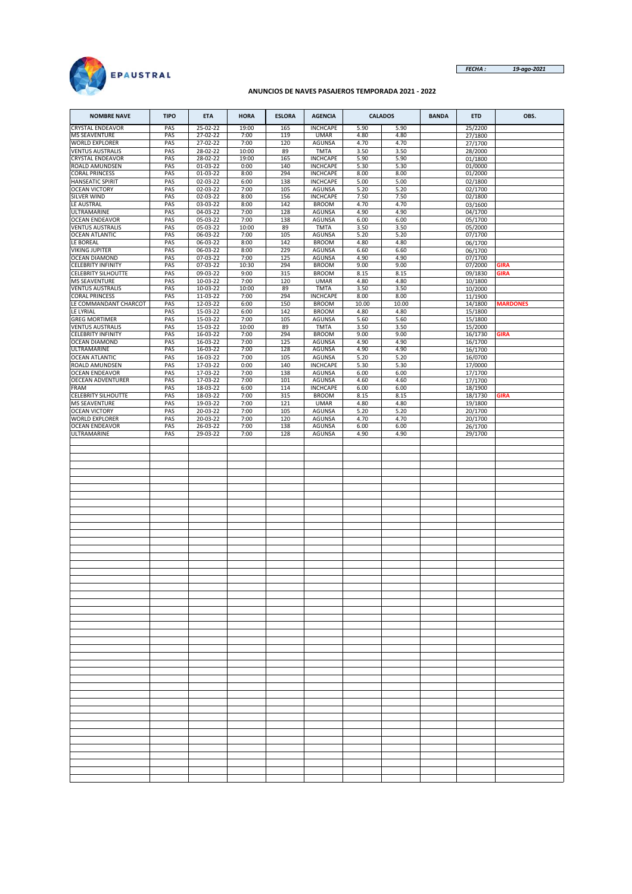EPAUSTRAL

*FECHA :* *19-ago-2021*

**ANUNCIOS DE NAVES PASAJEROS TEMPORADA 2021 - 2022**

| NOMBRE NAVE | TIPO | ETA | HORA | ESLORA | AGENCIA | CALADOS | | BANDA | ETD | OBS. |
|---|---|---|---|---|---|---|---|---|---|---|
| CRYSTAL ENDEAVOR | PAS | 25-02-22 | 19:00 | 165 | INCHCAPE | 5.90 | 5.90 | | 25/2200 | |
| MS SEAVENTURE | PAS | 27-02-22 | 7:00 | 119 | UMAR | 4.80 | 4.80 | | 27/1800 | |
| WORLD EXPLORER | PAS | 27-02-22 | 7:00 | 120 | AGUNSA | 4.70 | 4.70 | | 27/1700 | |
| VENTUS AUSTRALIS | PAS | 28-02-22 | 10:00 | 89 | TMTA | 3.50 | 3.50 | | 28/2000 | |
| CRYSTAL ENDEAVOR | PAS | 28-02-22 | 19:00 | 165 | INCHCAPE | 5.90 | 5.90 | | 01/1800 | |
| ROALD AMUNDSEN | PAS | 01-03-22 | 0:00 | 140 | INCHCAPE | 5.30 | 5.30 | | 01/0000 | |
| CORAL PRINCESS | PAS | 01-03-22 | 8:00 | 294 | INCHCAPE | 8.00 | 8.00 | | 01/2000 | |
| HANSEATIC SPIRIT | PAS | 02-03-22 | 6:00 | 138 | INCHCAPE | 5.00 | 5.00 | | 02/1800 | |
| OCEAN VICTORY | PAS | 02-03-22 | 7:00 | 105 | AGUNSA | 5.20 | 5.20 | | 02/1700 | |
| SILVER WIND | PAS | 02-03-22 | 8:00 | 156 | INCHCAPE | 7.50 | 7.50 | | 02/1800 | |
| LE AUSTRAL | PAS | 03-03-22 | 8:00 | 142 | BROOM | 4.70 | 4.70 | | 03/1600 | |
| ULTRAMARINE | PAS | 04-03-22 | 7:00 | 128 | AGUNSA | 4.90 | 4.90 | | 04/1700 | |
| OCEAN ENDEAVOR | PAS | 05-03-22 | 7:00 | 138 | AGUNSA | 6.00 | 6.00 | | 05/1700 | |
| VENTUS AUSTRALIS | PAS | 05-03-22 | 10:00 | 89 | TMTA | 3.50 | 3.50 | | 05/2000 | |
| OCEAN ATLANTIC | PAS | 06-03-22 | 7:00 | 105 | AGUNSA | 5.20 | 5.20 | | 07/1700 | |
| LE BOREAL | PAS | 06-03-22 | 8:00 | 142 | BROOM | 4.80 | 4.80 | | 06/1700 | |
| VIKING JUPITER | PAS | 06-03-22 | 8:00 | 229 | AGUNSA | 6.60 | 6.60 | | 06/1700 | |
| OCEAN DIAMOND | PAS | 07-03-22 | 7:00 | 125 | AGUNSA | 4.90 | 4.90 | | 07/1700 | |
| CELEBRITY INFINITY | PAS | 07-03-22 | 10:30 | 294 | BROOM | 9.00 | 9.00 | | 07/2000 | GIRA |
| CELEBRITY SILHOUTTE | PAS | 09-03-22 | 9:00 | 315 | BROOM | 8.15 | 8.15 | | 09/1830 | GIRA |
| MS SEAVENTURE | PAS | 10-03-22 | 7:00 | 120 | UMAR | 4.80 | 4.80 | | 10/1800 | |
| VENTUS AUSTRALIS | PAS | 10-03-22 | 10:00 | 89 | TMTA | 3.50 | 3.50 | | 10/2000 | |
| CORAL PRINCESS | PAS | 11-03-22 | 7:00 | 294 | INCHCAPE | 8.00 | 8.00 | | 11/1900 | |
| LE COMMANDANT CHARCOT | PAS | 12-03-22 | 6:00 | 150 | BROOM | 10.00 | 10.00 | | 14/1800 | MARDONES |
| LE LYRIAL | PAS | 15-03-22 | 6:00 | 142 | BROOM | 4.80 | 4.80 | | 15/1800 | |
| GREG MORTIMER | PAS | 15-03-22 | 7:00 | 105 | AGUNSA | 5.60 | 5.60 | | 15/1800 | |
| VENTUS AUSTRALIS | PAS | 15-03-22 | 10:00 | 89 | TMTA | 3.50 | 3.50 | | 15/2000 | |
| CELEBRITY INFINITY | PAS | 16-03-22 | 7:00 | 294 | BROOM | 9.00 | 9.00 | | 16/1730 | GIRA |
| OCEAN DIAMOND | PAS | 16-03-22 | 7:00 | 125 | AGUNSA | 4.90 | 4.90 | | 16/1700 | |
| ULTRAMARINE | PAS | 16-03-22 | 7:00 | 128 | AGUNSA | 4.90 | 4.90 | | 16/1700 | |
| OCEAN ATLANTIC | PAS | 16-03-22 | 7:00 | 105 | AGUNSA | 5.20 | 5.20 | | 16/0700 | |
| ROALD AMUNDSEN | PAS | 17-03-22 | 0:00 | 140 | INCHCAPE | 5.30 | 5.30 | | 17/0000 | |
| OCEAN ENDEAVOR | PAS | 17-03-22 | 7:00 | 138 | AGUNSA | 6.00 | 6.00 | | 17/1700 | |
| OECEAN ADVENTURER | PAS | 17-03-22 | 7:00 | 101 | AGUNSA | 4.60 | 4.60 | | 17/1700 | |
| FRAM | PAS | 18-03-22 | 6:00 | 114 | INCHCAPE | 6.00 | 6.00 | | 18/1900 | |
| CELEBRITY SILHOUTTE | PAS | 18-03-22 | 7:00 | 315 | BROOM | 8.15 | 8.15 | | 18/1730 | GIRA |
| MS SEAVENTURE | PAS | 19-03-22 | 7:00 | 121 | UMAR | 4.80 | 4.80 | | 19/1800 | |
| OCEAN VICTORY | PAS | 20-03-22 | 7:00 | 105 | AGUNSA | 5.20 | 5.20 | | 20/1700 | |
| WORLD EXPLORER | PAS | 20-03-22 | 7:00 | 120 | AGUNSA | 4.70 | 4.70 | | 20/1700 | |
| OCEAN ENDEAVOR | PAS | 26-03-22 | 7:00 | 138 | AGUNSA | 6.00 | 6.00 | | 26/1700 | |
| ULTRAMARINE | PAS | 29-03-22 | 7:00 | 128 | AGUNSA | 4.90 | 4.90 | | 29/1700 | |